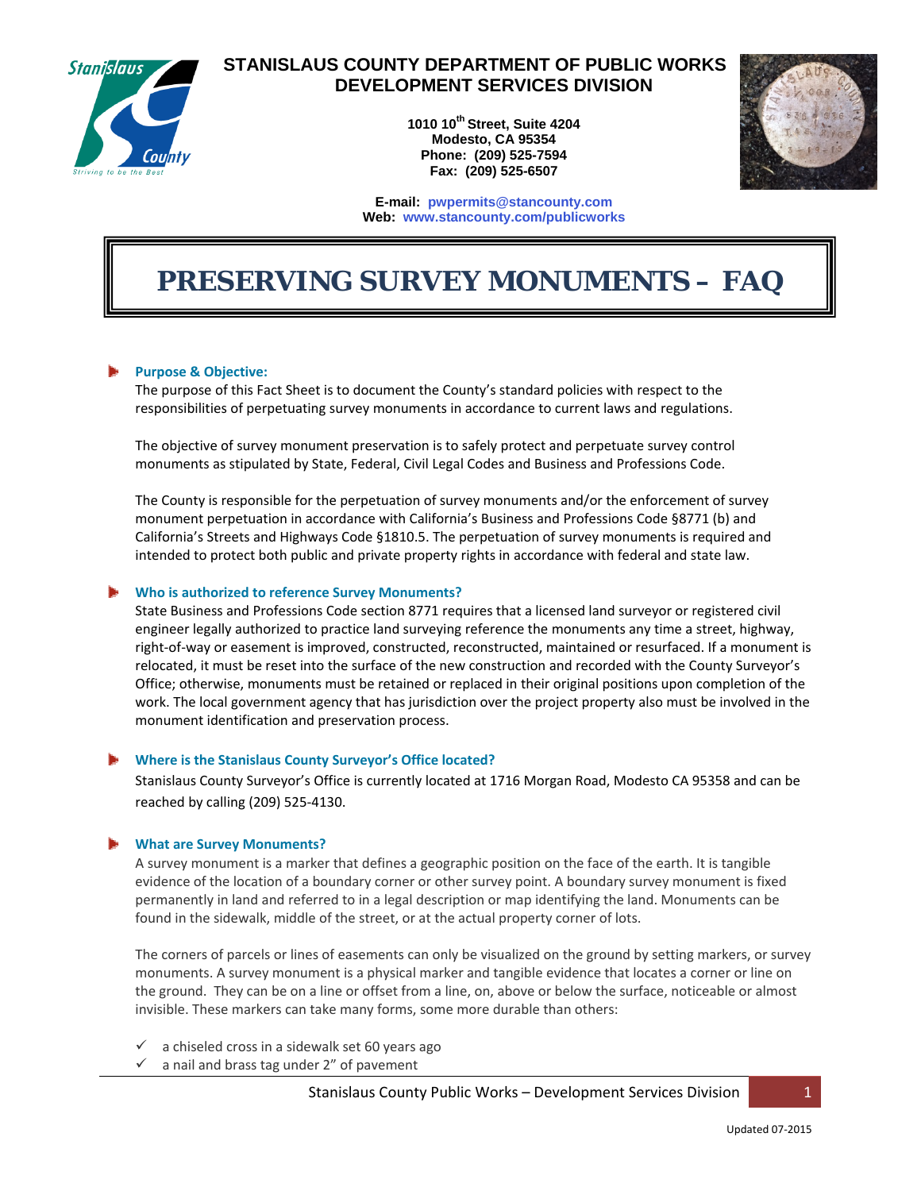# STANISLAUS COUNTY DEPARTMENT OF PUBLIC WORKS DEVELOPMENT SERVICES DIVISION

**1010 10th Street, Suite 4204**
**Modesto, CA 95354**
**Phone: (209) 525-7594**
**Fax: (209) 525-6507**

**E-mail:** pwpermits@stancounty.com
**Web:** www.stancounty.com/publicworks

# PRESERVING SURVEY MONUMENTS – FAQ

## Purpose & Objective:

The purpose of this Fact Sheet is to document the County's standard policies with respect to the responsibilities of perpetuating survey monuments in accordance to current laws and regulations.

The objective of survey monument preservation is to safely protect and perpetuate survey control monuments as stipulated by State, Federal, Civil Legal Codes and Business and Professions Code.

The County is responsible for the perpetuation of survey monuments and/or the enforcement of survey monument perpetuation in accordance with California's Business and Professions Code §8771 (b) and California's Streets and Highways Code §1810.5. The perpetuation of survey monuments is required and intended to protect both public and private property rights in accordance with federal and state law.

## Who is authorized to reference Survey Monuments?

State Business and Professions Code section 8771 requires that a licensed land surveyor or registered civil engineer legally authorized to practice land surveying reference the monuments any time a street, highway, right-of-way or easement is improved, constructed, reconstructed, maintained or resurfaced. If a monument is relocated, it must be reset into the surface of the new construction and recorded with the County Surveyor's Office; otherwise, monuments must be retained or replaced in their original positions upon completion of the work. The local government agency that has jurisdiction over the project property also must be involved in the monument identification and preservation process.

## Where is the Stanislaus County Surveyor's Office located?

Stanislaus County Surveyor's Office is currently located at 1716 Morgan Road, Modesto CA 95358 and can be reached by calling (209) 525-4130.

## What are Survey Monuments?

A survey monument is a marker that defines a geographic position on the face of the earth. It is tangible evidence of the location of a boundary corner or other survey point. A boundary survey monument is fixed permanently in land and referred to in a legal description or map identifying the land. Monuments can be found in the sidewalk, middle of the street, or at the actual property corner of lots.

The corners of parcels or lines of easements can only be visualized on the ground by setting markers, or survey monuments. A survey monument is a physical marker and tangible evidence that locates a corner or line on the ground. They can be on a line or offset from a line, on, above or below the surface, noticeable or almost invisible. These markers can take many forms, some more durable than others:

- ✓ a chiseled cross in a sidewalk set 60 years ago
- ✓ a nail and brass tag under 2" of pavement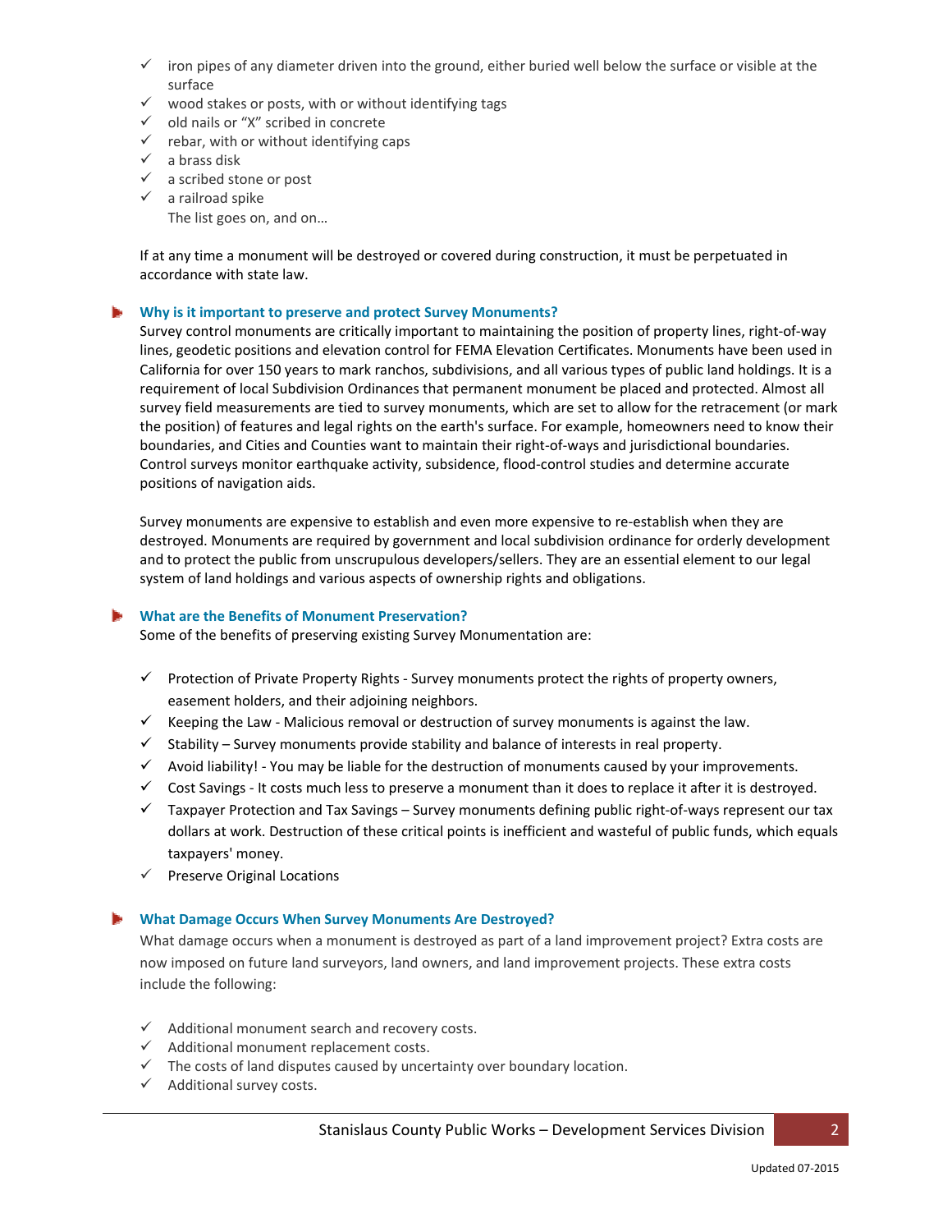- iron pipes of any diameter driven into the ground, either buried well below the surface or visible at the surface
- wood stakes or posts, with or without identifying tags
- old nails or "X" scribed in concrete
- rebar, with or without identifying caps
- a brass disk
- a scribed stone or post
- a railroad spike

  The list goes on, and on…

If at any time a monument will be destroyed or covered during construction, it must be perpetuated in accordance with state law.

### Why is it important to preserve and protect Survey Monuments?

Survey control monuments are critically important to maintaining the position of property lines, right-of-way lines, geodetic positions and elevation control for FEMA Elevation Certificates. Monuments have been used in California for over 150 years to mark ranchos, subdivisions, and all various types of public land holdings. It is a requirement of local Subdivision Ordinances that permanent monument be placed and protected. Almost all survey field measurements are tied to survey monuments, which are set to allow for the retracement (or mark the position) of features and legal rights on the earth's surface. For example, homeowners need to know their boundaries, and Cities and Counties want to maintain their right-of-ways and jurisdictional boundaries. Control surveys monitor earthquake activity, subsidence, flood-control studies and determine accurate positions of navigation aids.

Survey monuments are expensive to establish and even more expensive to re-establish when they are destroyed. Monuments are required by government and local subdivision ordinance for orderly development and to protect the public from unscrupulous developers/sellers. They are an essential element to our legal system of land holdings and various aspects of ownership rights and obligations.

### What are the Benefits of Monument Preservation?

Some of the benefits of preserving existing Survey Monumentation are:

- Protection of Private Property Rights - Survey monuments protect the rights of property owners, easement holders, and their adjoining neighbors.
- Keeping the Law - Malicious removal or destruction of survey monuments is against the law.
- Stability – Survey monuments provide stability and balance of interests in real property.
- Avoid liability! - You may be liable for the destruction of monuments caused by your improvements.
- Cost Savings - It costs much less to preserve a monument than it does to replace it after it is destroyed.
- Taxpayer Protection and Tax Savings – Survey monuments defining public right-of-ways represent our tax dollars at work. Destruction of these critical points is inefficient and wasteful of public funds, which equals taxpayers' money.
- Preserve Original Locations

### What Damage Occurs When Survey Monuments Are Destroyed?

What damage occurs when a monument is destroyed as part of a land improvement project? Extra costs are now imposed on future land surveyors, land owners, and land improvement projects. These extra costs include the following:

- Additional monument search and recovery costs.
- Additional monument replacement costs.
- The costs of land disputes caused by uncertainty over boundary location.
- Additional survey costs.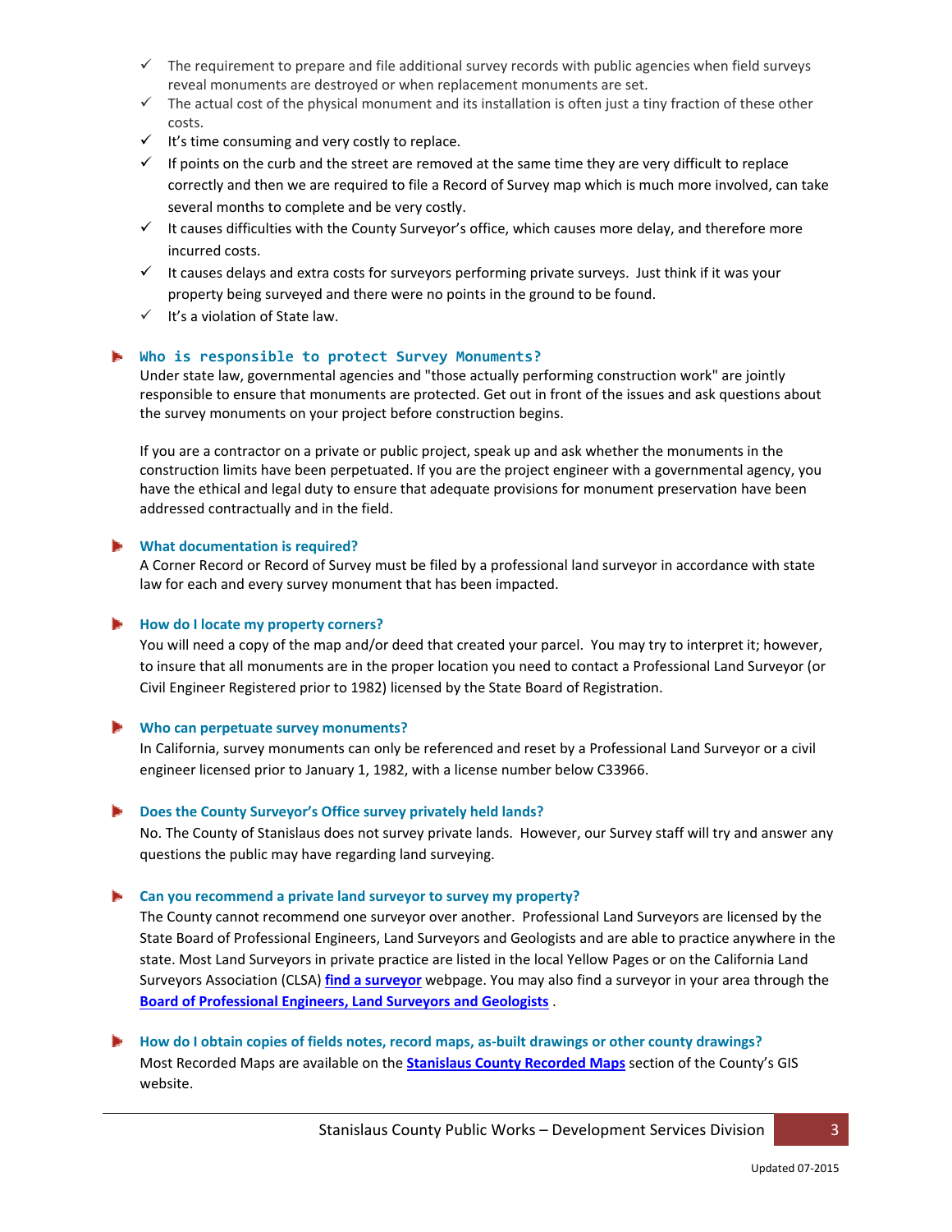- ✓ The requirement to prepare and file additional survey records with public agencies when field surveys reveal monuments are destroyed or when replacement monuments are set.
- ✓ The actual cost of the physical monument and its installation is often just a tiny fraction of these other costs.
- ✓ It's time consuming and very costly to replace.
- ✓ If points on the curb and the street are removed at the same time they are very difficult to replace correctly and then we are required to file a Record of Survey map which is much more involved, can take several months to complete and be very costly.
- ✓ It causes difficulties with the County Surveyor's office, which causes more delay, and therefore more incurred costs.
- ✓ It causes delays and extra costs for surveyors performing private surveys. Just think if it was your property being surveyed and there were no points in the ground to be found.
- ✓ It's a violation of State law.

### Who is responsible to protect Survey Monuments?

Under state law, governmental agencies and "those actually performing construction work" are jointly responsible to ensure that monuments are protected. Get out in front of the issues and ask questions about the survey monuments on your project before construction begins.

If you are a contractor on a private or public project, speak up and ask whether the monuments in the construction limits have been perpetuated. If you are the project engineer with a governmental agency, you have the ethical and legal duty to ensure that adequate provisions for monument preservation have been addressed contractually and in the field.

### What documentation is required?

A Corner Record or Record of Survey must be filed by a professional land surveyor in accordance with state law for each and every survey monument that has been impacted.

### How do I locate my property corners?

You will need a copy of the map and/or deed that created your parcel. You may try to interpret it; however, to insure that all monuments are in the proper location you need to contact a Professional Land Surveyor (or Civil Engineer Registered prior to 1982) licensed by the State Board of Registration.

### Who can perpetuate survey monuments?

In California, survey monuments can only be referenced and reset by a Professional Land Surveyor or a civil engineer licensed prior to January 1, 1982, with a license number below C33966.

### Does the County Surveyor's Office survey privately held lands?

No. The County of Stanislaus does not survey private lands. However, our Survey staff will try and answer any questions the public may have regarding land surveying.

### Can you recommend a private land surveyor to survey my property?

The County cannot recommend one surveyor over another. Professional Land Surveyors are licensed by the State Board of Professional Engineers, Land Surveyors and Geologists and are able to practice anywhere in the state. Most Land Surveyors in private practice are listed in the local Yellow Pages or on the California Land Surveyors Association (CLSA) **find a surveyor** webpage. You may also find a surveyor in your area through the **Board of Professional Engineers, Land Surveyors and Geologists** .

### How do I obtain copies of fields notes, record maps, as-built drawings or other county drawings?

Most Recorded Maps are available on the **Stanislaus County Recorded Maps** section of the County's GIS website.

Updated 07-2015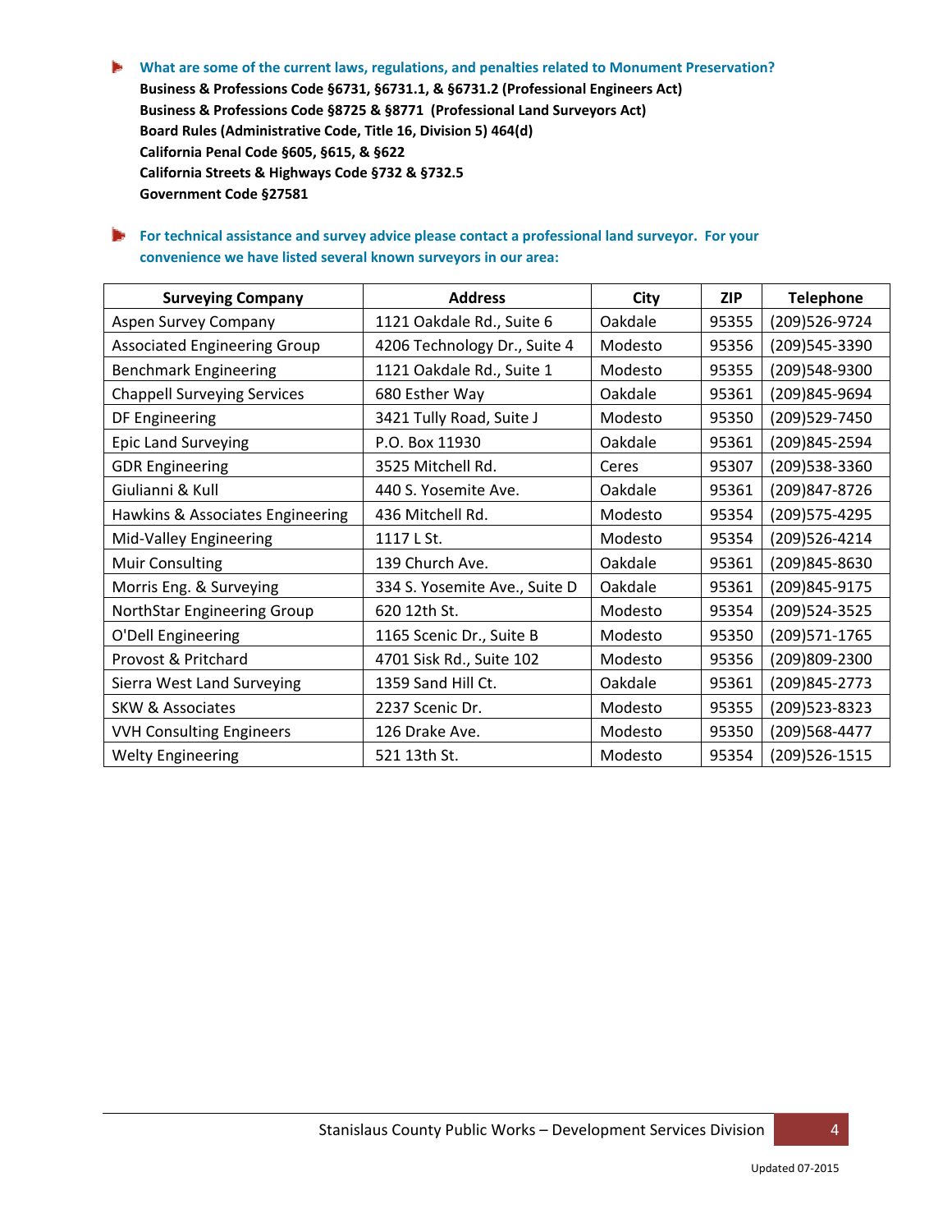- **What are some of the current laws, regulations, and penalties related to Monument Preservation?**

  **Business & Professions Code §6731, §6731.1, & §6731.2 (Professional Engineers Act)**
  **Business & Professions Code §8725 & §8771 (Professional Land Surveyors Act)**
  **Board Rules (Administrative Code, Title 16, Division 5) 464(d)**
  **California Penal Code §605, §615, & §622**
  **California Streets & Highways Code §732 & §732.5**
  **Government Code §27581**

- **For technical assistance and survey advice please contact a professional land surveyor. For your convenience we have listed several known surveyors in our area:**

| Surveying Company | Address | City | ZIP | Telephone |
|---|---|---|---|---|
| Aspen Survey Company | 1121 Oakdale Rd., Suite 6 | Oakdale | 95355 | (209)526-9724 |
| Associated Engineering Group | 4206 Technology Dr., Suite 4 | Modesto | 95356 | (209)545-3390 |
| Benchmark Engineering | 1121 Oakdale Rd., Suite 1 | Modesto | 95355 | (209)548-9300 |
| Chappell Surveying Services | 680 Esther Way | Oakdale | 95361 | (209)845-9694 |
| DF Engineering | 3421 Tully Road, Suite J | Modesto | 95350 | (209)529-7450 |
| Epic Land Surveying | P.O. Box 11930 | Oakdale | 95361 | (209)845-2594 |
| GDR Engineering | 3525 Mitchell Rd. | Ceres | 95307 | (209)538-3360 |
| Giulianni & Kull | 440 S. Yosemite Ave. | Oakdale | 95361 | (209)847-8726 |
| Hawkins & Associates Engineering | 436 Mitchell Rd. | Modesto | 95354 | (209)575-4295 |
| Mid-Valley Engineering | 1117 L St. | Modesto | 95354 | (209)526-4214 |
| Muir Consulting | 139 Church Ave. | Oakdale | 95361 | (209)845-8630 |
| Morris Eng. & Surveying | 334 S. Yosemite Ave., Suite D | Oakdale | 95361 | (209)845-9175 |
| NorthStar Engineering Group | 620 12th St. | Modesto | 95354 | (209)524-3525 |
| O'Dell Engineering | 1165 Scenic Dr., Suite B | Modesto | 95350 | (209)571-1765 |
| Provost & Pritchard | 4701 Sisk Rd., Suite 102 | Modesto | 95356 | (209)809-2300 |
| Sierra West Land Surveying | 1359 Sand Hill Ct. | Oakdale | 95361 | (209)845-2773 |
| SKW & Associates | 2237 Scenic Dr. | Modesto | 95355 | (209)523-8323 |
| VVH Consulting Engineers | 126 Drake Ave. | Modesto | 95350 | (209)568-4477 |
| Welty Engineering | 521 13th St. | Modesto | 95354 | (209)526-1515 |

Updated 07-2015